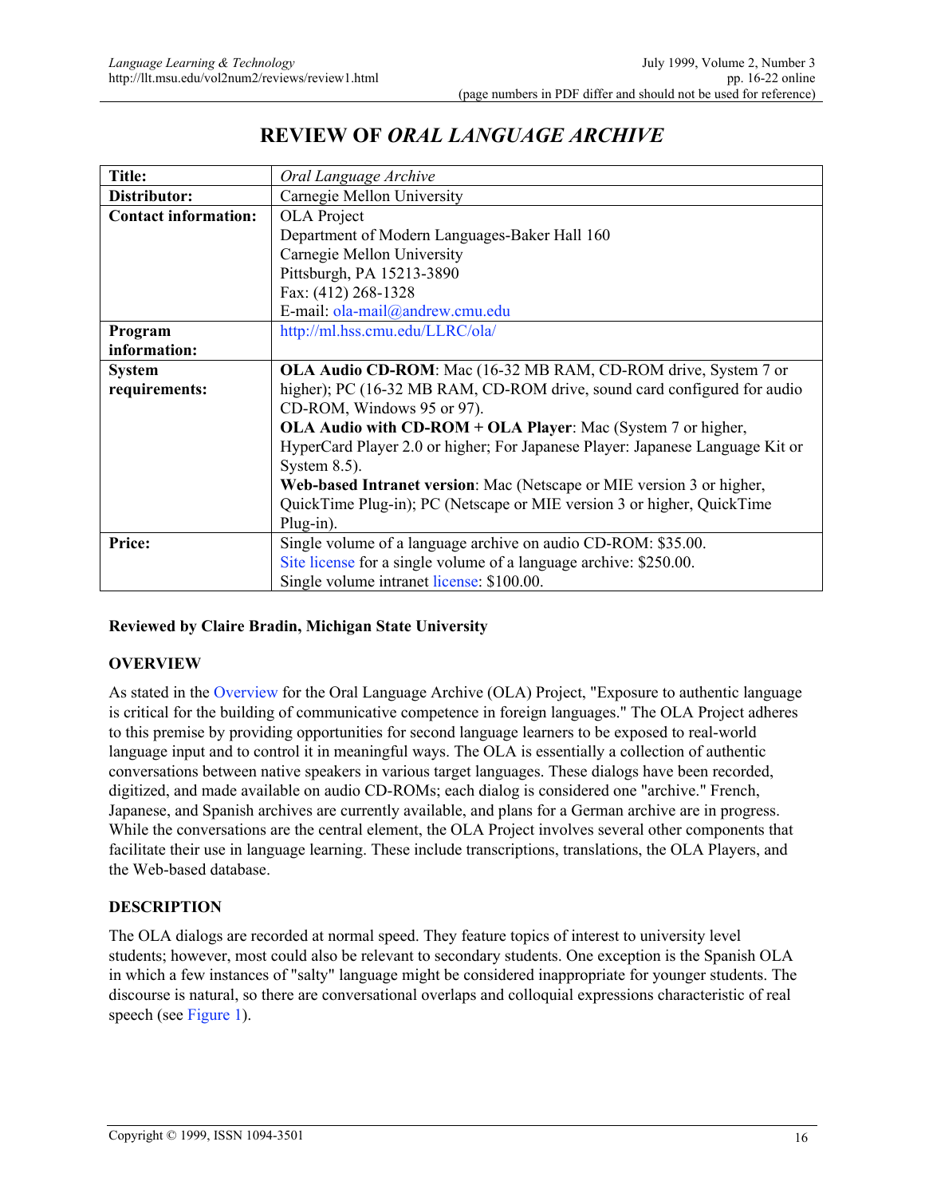# REVIEW OF *ORAL LANGUAGE ARCHIVE*

| | |
|---|---|
| **Title:** | *Oral Language Archive* |
| **Distributor:** | Carnegie Mellon University |
| **Contact information:** | OLA Project<br>Department of Modern Languages-Baker Hall 160<br>Carnegie Mellon University<br>Pittsburgh, PA 15213-3890<br>Fax: (412) 268-1328<br>E-mail: ola-mail@andrew.cmu.edu |
| **Program information:** | http://ml.hss.cmu.edu/LLRC/ola/ |
| **System requirements:** | **OLA Audio CD-ROM**: Mac (16-32 MB RAM, CD-ROM drive, System 7 or higher); PC (16-32 MB RAM, CD-ROM drive, sound card configured for audio CD-ROM, Windows 95 or 97).<br>**OLA Audio with CD-ROM + OLA Player**: Mac (System 7 or higher, HyperCard Player 2.0 or higher; For Japanese Player: Japanese Language Kit or System 8.5).<br>**Web-based Intranet version**: Mac (Netscape or MIE version 3 or higher, QuickTime Plug-in); PC (Netscape or MIE version 3 or higher, QuickTime Plug-in). |
| **Price:** | Single volume of a language archive on audio CD-ROM: $35.00.<br>Site license for a single volume of a language archive: $250.00.<br>Single volume intranet license: $100.00. |

**Reviewed by Claire Bradin, Michigan State University**

## OVERVIEW

As stated in the Overview for the Oral Language Archive (OLA) Project, "Exposure to authentic language is critical for the building of communicative competence in foreign languages." The OLA Project adheres to this premise by providing opportunities for second language learners to be exposed to real-world language input and to control it in meaningful ways. The OLA is essentially a collection of authentic conversations between native speakers in various target languages. These dialogs have been recorded, digitized, and made available on audio CD-ROMs; each dialog is considered one "archive." French, Japanese, and Spanish archives are currently available, and plans for a German archive are in progress. While the conversations are the central element, the OLA Project involves several other components that facilitate their use in language learning. These include transcriptions, translations, the OLA Players, and the Web-based database.

## DESCRIPTION

The OLA dialogs are recorded at normal speed. They feature topics of interest to university level students; however, most could also be relevant to secondary students. One exception is the Spanish OLA in which a few instances of "salty" language might be considered inappropriate for younger students. The discourse is natural, so there are conversational overlaps and colloquial expressions characteristic of real speech (see Figure 1).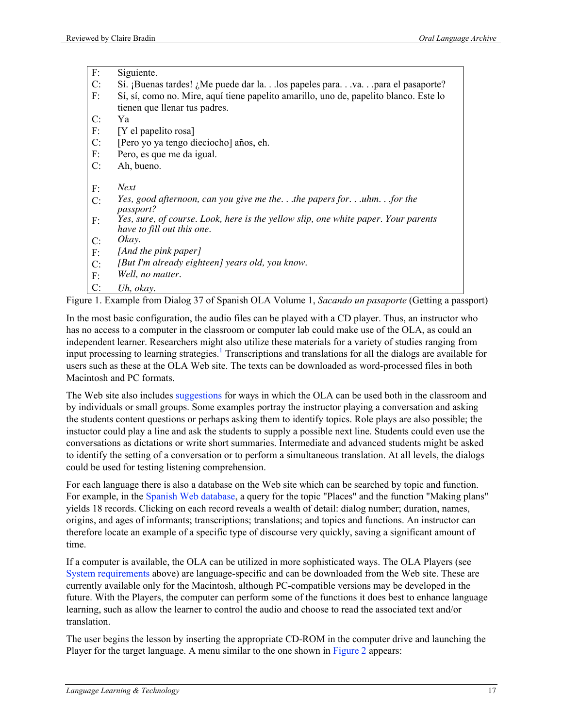| | |
|---|---|
| F: | Siguiente. |
| C: | Sí. ¡Buenas tardes! ¿Me puede dar la. . .los papeles para. . .va. . .para el pasaporte? |
| F: | Sí, sí, como no. Mire, aquí tiene papelito amarillo, uno de, papelito blanco. Este lo tienen que llenar tus padres. |
| C: | Ya |
| F: | [Y el papelito rosa] |
| C: | [Pero yo ya tengo dieciocho] años, eh. |
| F: | Pero, es que me da igual. |
| C: | Ah, bueno. |
| | |
| F: | *Next* |
| C: | *Yes, good afternoon, can you give me the. . .the papers for. . .uhm. . .for the passport?* |
| F: | *Yes, sure, of course. Look, here is the yellow slip, one white paper. Your parents have to fill out this one.* |
| C: | *Okay.* |
| F: | *[And the pink paper]* |
| C: | *[But I'm already eighteen] years old, you know.* |
| F: | *Well, no matter.* |
| C: | *Uh, okay.* |

Figure 1. Example from Dialog 37 of Spanish OLA Volume 1, *Sacando un pasaporte* (Getting a passport)

In the most basic configuration, the audio files can be played with a CD player. Thus, an instructor who has no access to a computer in the classroom or computer lab could make use of the OLA, as could an independent learner. Researchers might also utilize these materials for a variety of studies ranging from input processing to learning strategies.[1] Transcriptions and translations for all the dialogs are available for users such as these at the OLA Web site. The texts can be downloaded as word-processed files in both Macintosh and PC formats.

The Web site also includes suggestions for ways in which the OLA can be used both in the classroom and by individuals or small groups. Some examples portray the instructor playing a conversation and asking the students content questions or perhaps asking them to identify topics. Role plays are also possible; the instuctor could play a line and ask the students to supply a possible next line. Students could even use the conversations as dictations or write short summaries. Intermediate and advanced students might be asked to identify the setting of a conversation or to perform a simultaneous translation. At all levels, the dialogs could be used for testing listening comprehension.

For each language there is also a database on the Web site which can be searched by topic and function. For example, in the Spanish Web database, a query for the topic "Places" and the function "Making plans" yields 18 records. Clicking on each record reveals a wealth of detail: dialog number; duration, names, origins, and ages of informants; transcriptions; translations; and topics and functions. An instructor can therefore locate an example of a specific type of discourse very quickly, saving a significant amount of time.

If a computer is available, the OLA can be utilized in more sophisticated ways. The OLA Players (see System requirements above) are language-specific and can be downloaded from the Web site. These are currently available only for the Macintosh, although PC-compatible versions may be developed in the future. With the Players, the computer can perform some of the functions it does best to enhance language learning, such as allow the learner to control the audio and choose to read the associated text and/or translation.

The user begins the lesson by inserting the appropriate CD-ROM in the computer drive and launching the Player for the target language. A menu similar to the one shown in Figure 2 appears: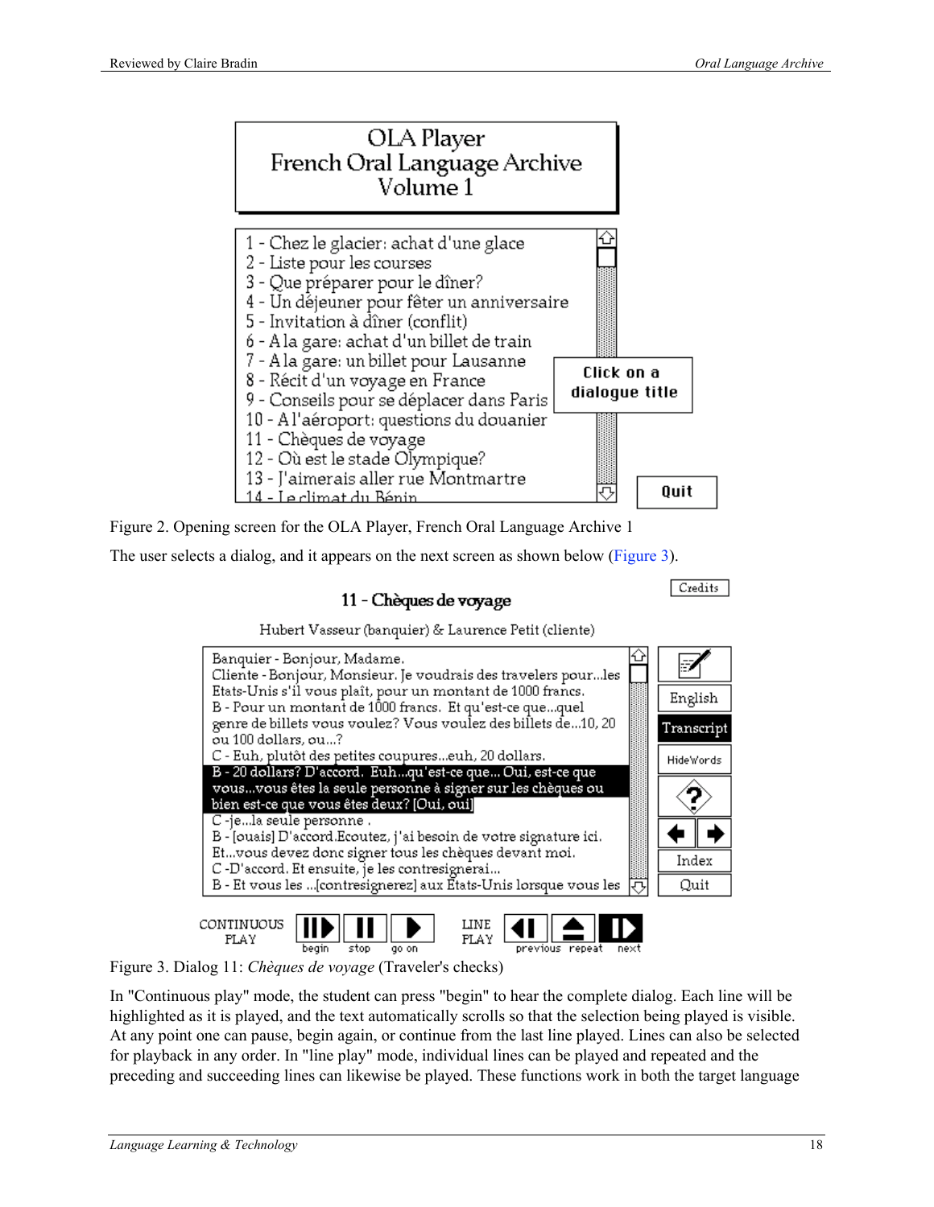OLA Player
French Oral Language Archive
Volume 1

1 - Chez le glacier: achat d'une glace
2 - Liste pour les courses
3 - Que préparer pour le dîner?
4 - Un déjeuner pour fêter un anniversaire
5 - Invitation à dîner (conflit)
6 - A la gare: achat d'un billet de train
7 - A la gare: un billet pour Lausanne
8 - Récit d'un voyage en France
9 - Conseils pour se déplacer dans Paris
10 - A l'aéroport: questions du douanier
11 - Chèques de voyage
12 - Où est le stade Olympique?
13 - J'aimerais aller rue Montmartre
14 - Le climat du Bénin

Click on a dialogue title

Quit

Figure 2. Opening screen for the OLA Player, French Oral Language Archive 1

The user selects a dialog, and it appears on the next screen as shown below (Figure 3).

Credits

11 - Chèques de voyage

Hubert Vasseur (banquier) & Laurence Petit (cliente)

Banquier - Bonjour, Madame.
Cliente - Bonjour, Monsieur. Je voudrais des travelers pour...les Etats-Unis s'il vous plaît, pour un montant de 1000 francs.
B - Pour un montant de 1000 francs. Et qu'est-ce que...quel genre de billets vous voulez? Vous voulez des billets de...10, 20 ou 100 dollars, ou...?
C - Euh, plutôt des petites coupures...euh, 20 dollars.
B - 20 dollars? D'accord. Euh...qu'est-ce que... Oui, est-ce que vous...vous êtes la seule personne à signer sur les chèques ou bien est-ce que vous êtes deux? [Oui, oui]
C -je...la seule personne .
B - [ouais] D'accord.Ecoutez, j'ai besoin de votre signature ici. Et...vous devez donc signer tous les chèques devant moi.
C -D'accord. Et ensuite, je les contresignerai...
B - Et vous les ...[contresignerez] aux Etats-Unis lorsque vous les

English | Transcript | HideWords | ? | Index | Quit

CONTINUOUS PLAY: begin, stop, go on — LINE PLAY: previous, repeat, next

Figure 3. Dialog 11: *Chèques de voyage* (Traveler's checks)

In "Continuous play" mode, the student can press "begin" to hear the complete dialog. Each line will be highlighted as it is played, and the text automatically scrolls so that the selection being played is visible. At any point one can pause, begin again, or continue from the last line played. Lines can also be selected for playback in any order. In "line play" mode, individual lines can be played and repeated and the preceding and succeeding lines can likewise be played. These functions work in both the target language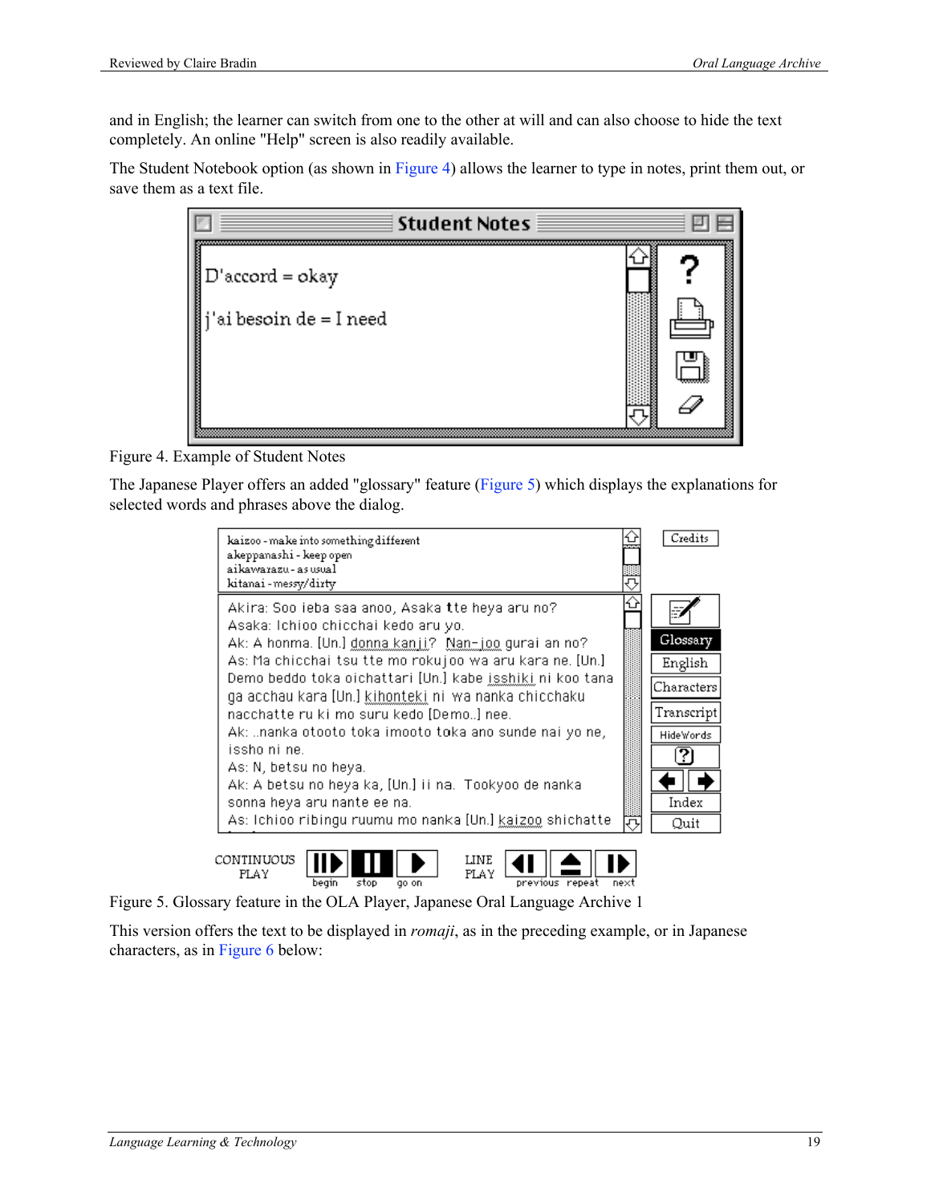and in English; the learner can switch from one to the other at will and can also choose to hide the text completely. An online "Help" screen is also readily available.

The Student Notebook option (as shown in Figure 4) allows the learner to type in notes, print them out, or save them as a text file.

Figure 4. Example of Student Notes

The Japanese Player offers an added "glossary" feature (Figure 5) which displays the explanations for selected words and phrases above the dialog.

Figure 5. Glossary feature in the OLA Player, Japanese Oral Language Archive 1

This version offers the text to be displayed in *romaji*, as in the preceding example, or in Japanese characters, as in Figure 6 below: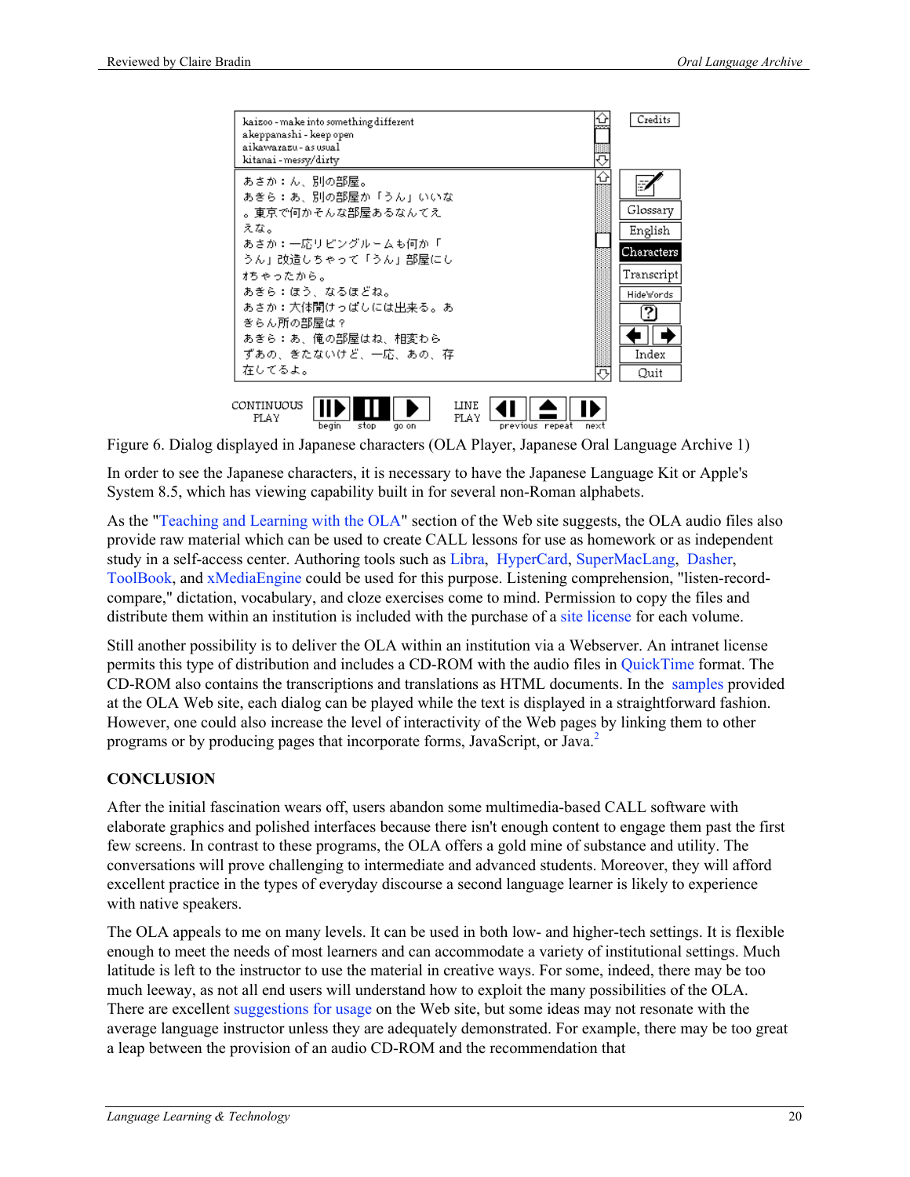Figure 6. Dialog displayed in Japanese characters (OLA Player, Japanese Oral Language Archive 1)

In order to see the Japanese characters, it is necessary to have the Japanese Language Kit or Apple's System 8.5, which has viewing capability built in for several non-Roman alphabets.

As the "Teaching and Learning with the OLA" section of the Web site suggests, the OLA audio files also provide raw material which can be used to create CALL lessons for use as homework or as independent study in a self-access center. Authoring tools such as Libra, HyperCard, SuperMacLang, Dasher, ToolBook, and xMediaEngine could be used for this purpose. Listening comprehension, "listen-record-compare," dictation, vocabulary, and cloze exercises come to mind. Permission to copy the files and distribute them within an institution is included with the purchase of a site license for each volume.

Still another possibility is to deliver the OLA within an institution via a Webserver. An intranet license permits this type of distribution and includes a CD-ROM with the audio files in QuickTime format. The CD-ROM also contains the transcriptions and translations as HTML documents. In the samples provided at the OLA Web site, each dialog can be played while the text is displayed in a straightforward fashion. However, one could also increase the level of interactivity of the Web pages by linking them to other programs or by producing pages that incorporate forms, JavaScript, or Java.[2]

## CONCLUSION

After the initial fascination wears off, users abandon some multimedia-based CALL software with elaborate graphics and polished interfaces because there isn't enough content to engage them past the first few screens. In contrast to these programs, the OLA offers a gold mine of substance and utility. The conversations will prove challenging to intermediate and advanced students. Moreover, they will afford excellent practice in the types of everyday discourse a second language learner is likely to experience with native speakers.

The OLA appeals to me on many levels. It can be used in both low- and higher-tech settings. It is flexible enough to meet the needs of most learners and can accommodate a variety of institutional settings. Much latitude is left to the instructor to use the material in creative ways. For some, indeed, there may be too much leeway, as not all end users will understand how to exploit the many possibilities of the OLA. There are excellent suggestions for usage on the Web site, but some ideas may not resonate with the average language instructor unless they are adequately demonstrated. For example, there may be too great a leap between the provision of an audio CD-ROM and the recommendation that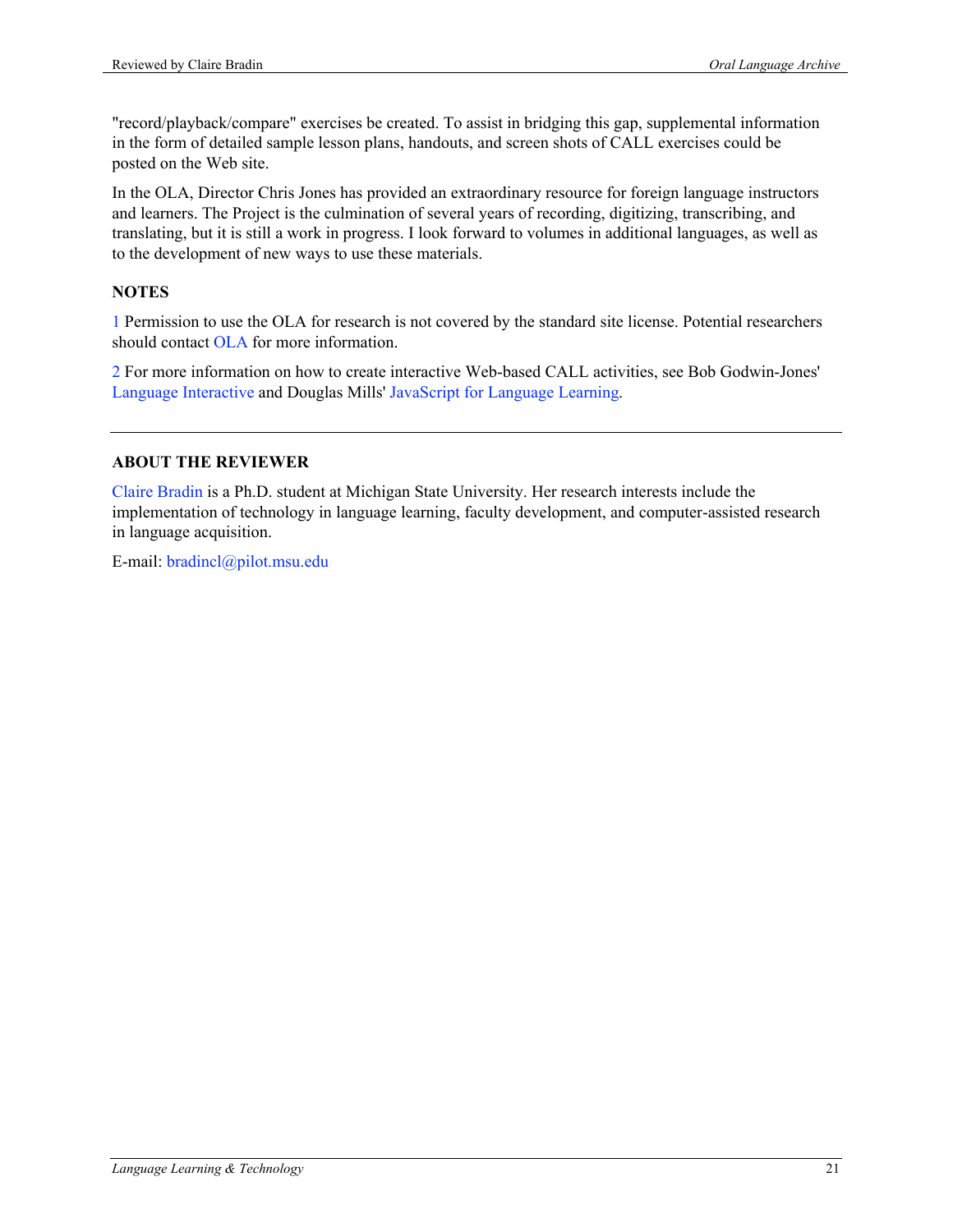"record/playback/compare" exercises be created. To assist in bridging this gap, supplemental information in the form of detailed sample lesson plans, handouts, and screen shots of CALL exercises could be posted on the Web site.

In the OLA, Director Chris Jones has provided an extraordinary resource for foreign language instructors and learners. The Project is the culmination of several years of recording, digitizing, transcribing, and translating, but it is still a work in progress. I look forward to volumes in additional languages, as well as to the development of new ways to use these materials.

## NOTES

1 Permission to use the OLA for research is not covered by the standard site license. Potential researchers should contact OLA for more information.

2 For more information on how to create interactive Web-based CALL activities, see Bob Godwin-Jones' Language Interactive and Douglas Mills' JavaScript for Language Learning.

---

## ABOUT THE REVIEWER

Claire Bradin is a Ph.D. student at Michigan State University. Her research interests include the implementation of technology in language learning, faculty development, and computer-assisted research in language acquisition.

E-mail: bradincl@pilot.msu.edu